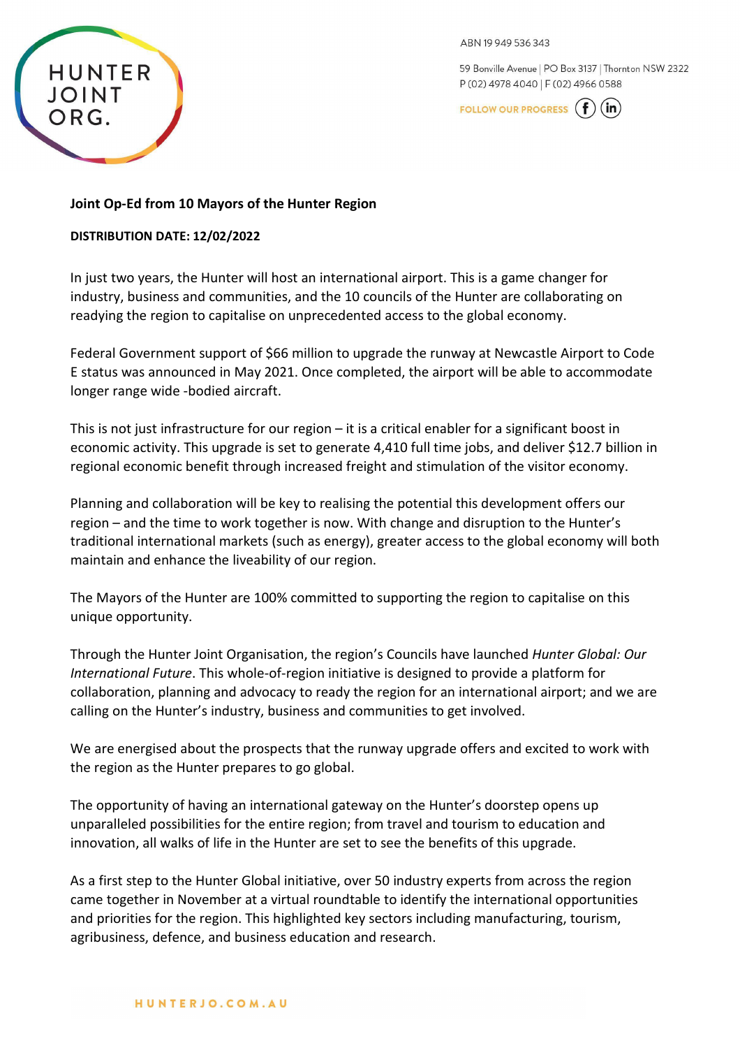HUNTER JOINT ORG.

ABN 19 949 536 343

59 Bonville Avenue | PO Box 3137 | Thornton NSW 2322
P (02) 4978 4040 | F (02) 4966 0588

FOLLOW OUR PROGRESS

**Joint Op-Ed from 10 Mayors of the Hunter Region**

**DISTRIBUTION DATE: 12/02/2022**

In just two years, the Hunter will host an international airport. This is a game changer for industry, business and communities, and the 10 councils of the Hunter are collaborating on readying the region to capitalise on unprecedented access to the global economy.

Federal Government support of $66 million to upgrade the runway at Newcastle Airport to Code E status was announced in May 2021. Once completed, the airport will be able to accommodate longer range wide -bodied aircraft.

This is not just infrastructure for our region – it is a critical enabler for a significant boost in economic activity. This upgrade is set to generate 4,410 full time jobs, and deliver $12.7 billion in regional economic benefit through increased freight and stimulation of the visitor economy.

Planning and collaboration will be key to realising the potential this development offers our region – and the time to work together is now. With change and disruption to the Hunter's traditional international markets (such as energy), greater access to the global economy will both maintain and enhance the liveability of our region.

The Mayors of the Hunter are 100% committed to supporting the region to capitalise on this unique opportunity.

Through the Hunter Joint Organisation, the region's Councils have launched *Hunter Global: Our International Future*. This whole-of-region initiative is designed to provide a platform for collaboration, planning and advocacy to ready the region for an international airport; and we are calling on the Hunter's industry, business and communities to get involved.

We are energised about the prospects that the runway upgrade offers and excited to work with the region as the Hunter prepares to go global.

The opportunity of having an international gateway on the Hunter's doorstep opens up unparalleled possibilities for the entire region; from travel and tourism to education and innovation, all walks of life in the Hunter are set to see the benefits of this upgrade.

As a first step to the Hunter Global initiative, over 50 industry experts from across the region came together in November at a virtual roundtable to identify the international opportunities and priorities for the region. This highlighted key sectors including manufacturing, tourism, agribusiness, defence, and business education and research.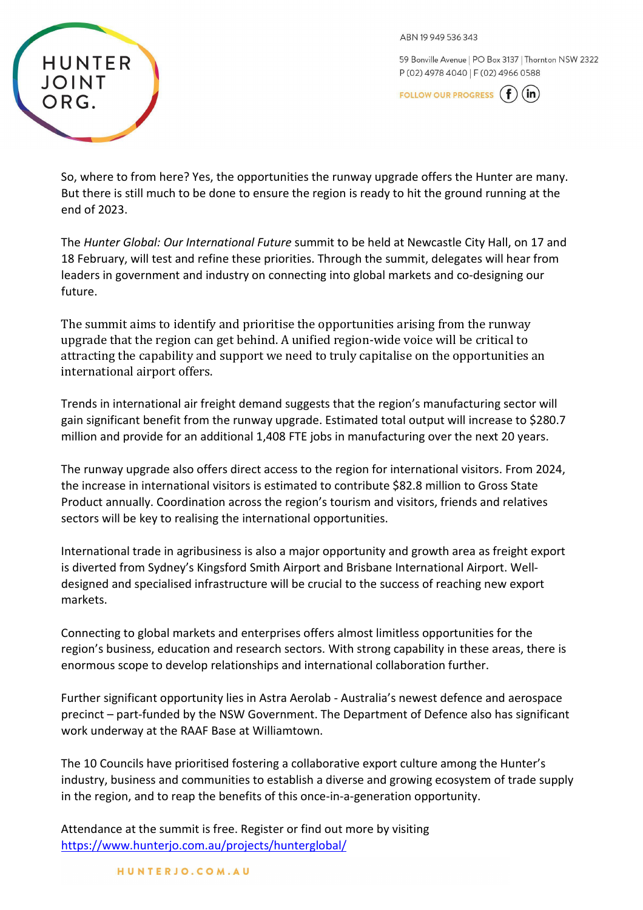So, where to from here? Yes, the opportunities the runway upgrade offers the Hunter are many. But there is still much to be done to ensure the region is ready to hit the ground running at the end of 2023.

The *Hunter Global: Our International Future* summit to be held at Newcastle City Hall, on 17 and 18 February, will test and refine these priorities. Through the summit, delegates will hear from leaders in government and industry on connecting into global markets and co-designing our future.

The summit aims to identify and prioritise the opportunities arising from the runway upgrade that the region can get behind. A unified region-wide voice will be critical to attracting the capability and support we need to truly capitalise on the opportunities an international airport offers.

Trends in international air freight demand suggests that the region's manufacturing sector will gain significant benefit from the runway upgrade. Estimated total output will increase to $280.7 million and provide for an additional 1,408 FTE jobs in manufacturing over the next 20 years.

The runway upgrade also offers direct access to the region for international visitors. From 2024, the increase in international visitors is estimated to contribute $82.8 million to Gross State Product annually. Coordination across the region's tourism and visitors, friends and relatives sectors will be key to realising the international opportunities.

International trade in agribusiness is also a major opportunity and growth area as freight export is diverted from Sydney's Kingsford Smith Airport and Brisbane International Airport. Well-designed and specialised infrastructure will be crucial to the success of reaching new export markets.

Connecting to global markets and enterprises offers almost limitless opportunities for the region's business, education and research sectors. With strong capability in these areas, there is enormous scope to develop relationships and international collaboration further.

Further significant opportunity lies in Astra Aerolab - Australia's newest defence and aerospace precinct – part-funded by the NSW Government. The Department of Defence also has significant work underway at the RAAF Base at Williamtown.

The 10 Councils have prioritised fostering a collaborative export culture among the Hunter's industry, business and communities to establish a diverse and growing ecosystem of trade supply in the region, and to reap the benefits of this once-in-a-generation opportunity.

Attendance at the summit is free. Register or find out more by visiting https://www.hunterjo.com.au/projects/hunterglobal/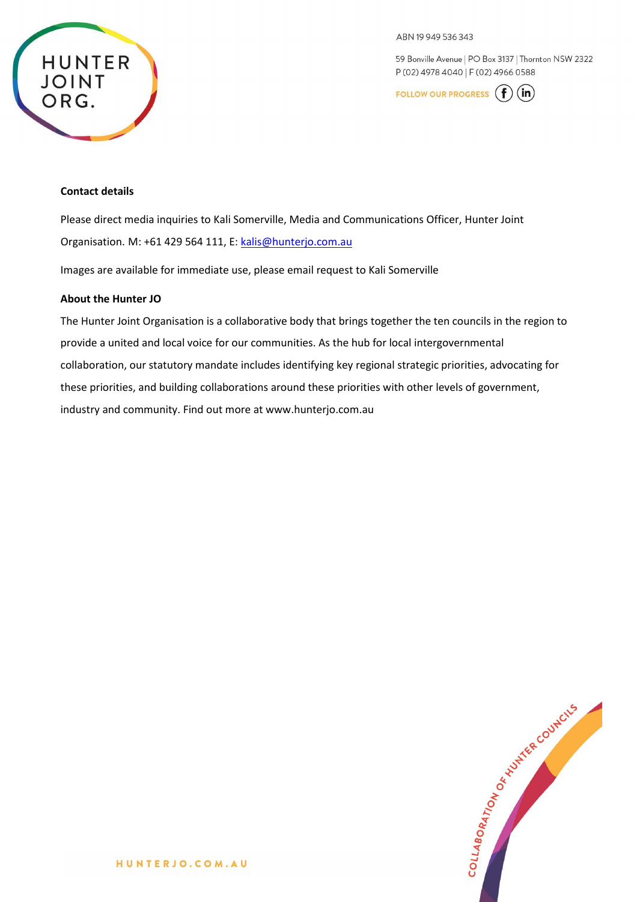**Contact details**

Please direct media inquiries to Kali Somerville, Media and Communications Officer, Hunter Joint Organisation. M: +61 429 564 111, E: kalis@hunterjo.com.au

Images are available for immediate use, please email request to Kali Somerville

**About the Hunter JO**

The Hunter Joint Organisation is a collaborative body that brings together the ten councils in the region to provide a united and local voice for our communities. As the hub for local intergovernmental collaboration, our statutory mandate includes identifying key regional strategic priorities, advocating for these priorities, and building collaborations around these priorities with other levels of government, industry and community. Find out more at www.hunterjo.com.au